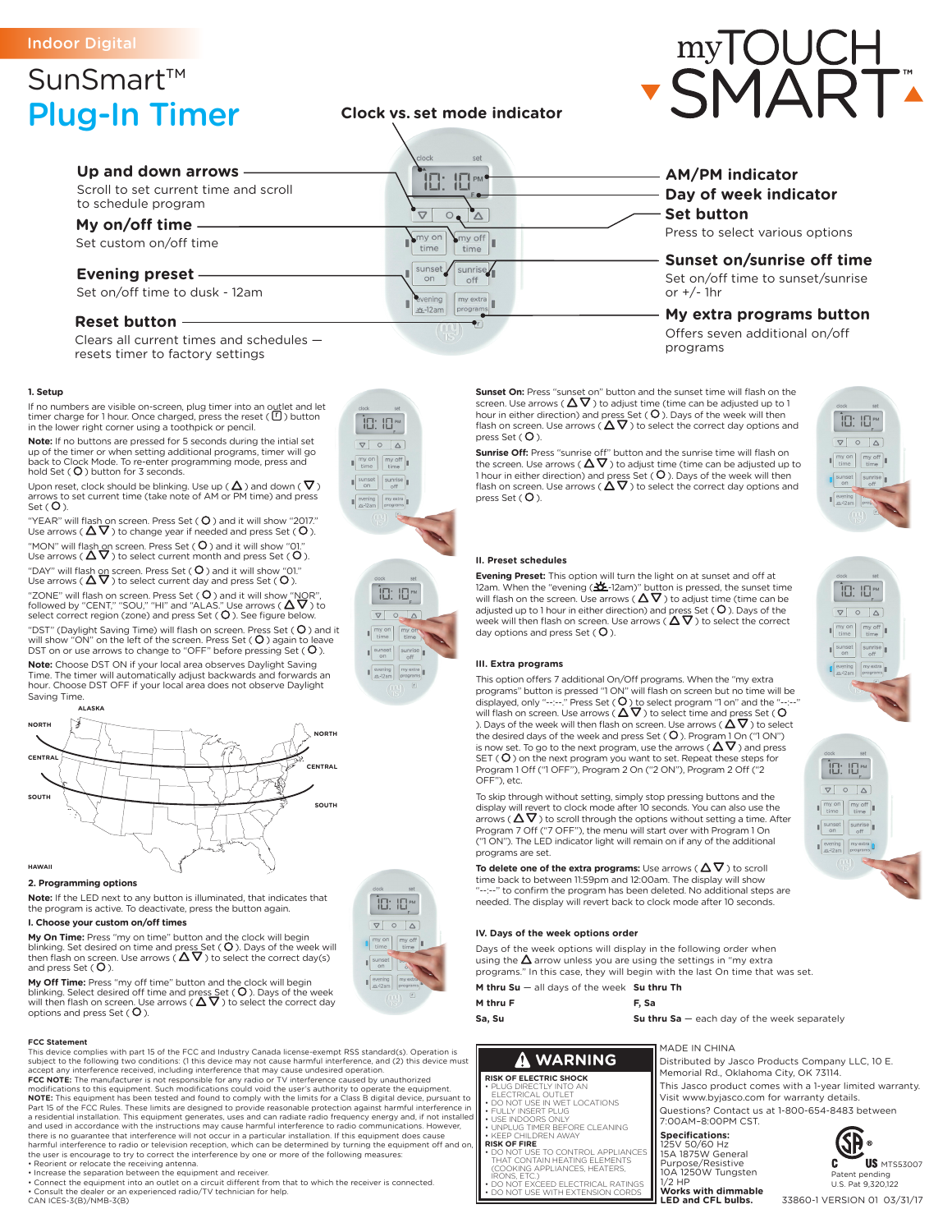Indoor Digital

# SunSmart™ Plug-In Timer

myTOUCH SMART™

**Clock vs. set mode indicator**

**Up and down arrows**
Scroll to set current time and scroll to schedule program

**My on/off time**
Set custom on/off time

**Evening preset**
Set on/off time to dusk - 12am

**Reset button**
Clears all current times and schedules — resets timer to factory settings

**AM/PM indicator**

**Day of week indicator**

**Set button**
Press to select various options

**Sunset on/sunrise off time**
Set on/off time to sunset/sunrise or +/- 1hr

**My extra programs button**
Offers seven additional on/off programs

## 1. Setup

If no numbers are visible on-screen, plug timer into an outlet and let timer charge for 1 hour. Once charged, press the reset ( ) button in the lower right corner using a toothpick or pencil.

**Note:** If no buttons are pressed for 5 seconds during the initial set up of the timer or when setting additional programs, timer will go back to Clock Mode. To re-enter programming mode, press and hold Set ( O ) button for 3 seconds.

Upon reset, clock should be blinking. Use up ( △ ) and down ( ▽ ) arrows to set current time (take note of AM or PM time) and press Set ( O ).

"YEAR" will flash on screen. Press Set ( O ) and it will show "2017." Use arrows ( △ ▽ ) to change year if needed and press Set ( O ).

"MON" will flash on screen. Press Set ( O ) and it will show "01." Use arrows ( △ ▽ ) to select current month and press Set ( O ).

"DAY" will flash on screen. Press Set ( O ) and it will show "01." Use arrows ( △ ▽ ) to select current day and press Set ( O ).

"ZONE" will flash on screen. Press Set ( O ) and it will show "NOR", followed by "CENT," "SOU," "HI" and "ALAS." Use arrows ( △ ▽ ) to select correct region (zone) and press Set ( O ). See figure below.

"DST" (Daylight Saving Time) will flash on screen. Press Set ( O ) and it will show "ON" on the left of the screen. Press Set ( O ) again to leave DST on or use arrows to change to "OFF" before pressing Set ( O ).

**Note:** Choose DST ON if your local area observes Daylight Saving Time. The timer will automatically adjust backwards and forwards an hour. Choose DST OFF if your local area does not observe Daylight Saving Time.

ALASKA — NORTH — CENTRAL — SOUTH — HAWAII

## 2. Programming options

**Note:** If the LED next to any button is illuminated, that indicates that the program is active. To deactivate, press the button again.

### I. Choose your custom on/off times

**My On Time:** Press "my on time" button and the clock will begin blinking. Set desired on time and press Set ( O ). Days of the week will then flash on screen. Use arrows ( △ ▽ ) to select the correct day(s) and press Set ( O ).

**My Off Time:** Press "my off time" button and the clock will begin blinking. Set desired off time and press Set ( O ). Days of the week will then flash on screen. Use arrows ( △ ▽ ) to select the correct day options and press Set ( O ).

**Sunset On:** Press "sunset on" button and the sunset time will flash on the screen. Use arrows ( △ ▽ ) to adjust time (time can be adjusted up to 1 hour in either direction) and press Set ( O ). Days of the week will then flash on screen. Use arrows ( △ ▽ ) to select the correct day options and press Set ( O ).

**Sunrise Off:** Press "sunrise off" button and the sunrise time will flash on the screen. Use arrows ( △ ▽ ) to adjust time (time can be adjusted up to 1 hour in either direction) and press Set ( O ). Days of the week will then flash on screen. Use arrows ( △ ▽ ) to select the correct day options and press Set ( O ).

### II. Preset schedules

**Evening Preset:** This option will turn the light on at sunset and off at 12am. When the "evening (-12am)" button is pressed, the sunset time will flash on the screen. Use arrows ( △ ▽ ) to adjust time (time can be adjusted up to 1 hour in either direction) and press Set ( O ). Days of the week will then flash on screen. Use arrows ( △ ▽ ) to select the correct day options and press Set ( O ).

### III. Extra programs

This option offers 7 additional On/Off programs. When the "my extra programs" button is pressed "1 ON" will flash on screen but no time will be displayed, only "--:--." Press Set ( O ) to select program "1 on" and the "--:--" will flash on screen. Use arrows ( △ ▽ ) to select time and press Set ( O ). Days of the week will then flash on screen. Use arrows ( △ ▽ ) to select the desired days of the week and press Set ( O ). Program 1 On ("1 ON") is now set. To go to the next program, use the arrows ( △ ▽ ) and press SET ( O ) on the next program you want to set. Repeat these steps for Program 1 Off ("1 OFF"), Program 2 On ("2 ON"), Program 2 Off ("2 OFF"), etc.

To skip through without setting, simply stop pressing buttons and the display will revert to clock mode after 10 seconds. You can also use the arrows ( △ ▽ ) to scroll through the options without setting a time. After Program 7 Off ("7 OFF"), the menu will start over with Program 1 On ("1 ON"). The LED indicator light will remain on if any of the additional programs are set.

**To delete one of the extra programs:** Use arrows ( △ ▽ ) to scroll time back to between 11:59pm and 12:00am. The display will show "--:--" to confirm the program has been deleted. No additional steps are needed. The display will revert back to clock mode after 10 seconds.

### IV. Days of the week options order

Days of the week options will display in the following order when using the △ arrow unless you are using the settings in "my extra programs." In this case, they will begin with the last On time that was set.

| | |
|---|---|
| M thru Su — all days of the week | Su thru Th |
| M thru F | F, Sa |
| Sa, Su | Su thru Sa — each day of the week separately |

## FCC Statement

This device complies with part 15 of the FCC and Industry Canada license-exempt RSS standard(s). Operation is subject to the following two conditions: (1) this device may not cause harmful interference, and (2) this device must accept any interference received, including interference that may cause undesired operation.

**FCC NOTE:** The manufacturer is not responsible for any radio or TV interference caused by unauthorized modifications to this equipment. Such modifications could void the user's authority to operate the equipment.

**NOTE:** This equipment has been tested and found to comply with the limits for a Class B digital device, pursuant to Part 15 of the FCC Rules. These limits are designed to provide reasonable protection against harmful interference in a residential installation. This equipment generates, uses and can radiate radio frequency energy and, if not installed and used in accordance with the instructions may cause harmful interference to radio communications. However, there is no guarantee that interference will not occur in a particular installation. If this equipment does cause harmful interference to radio or television reception, which can be determined by turning the equipment off and on, the user is encourage to try to correct the interference by one or more of the following measures:

- Reorient or relocate the receiving antenna.
- Increase the separation between the equipment and receiver.
- Connect the equipment into an outlet on a circuit different from that to which the receiver is connected.
- Consult the dealer or an experienced radio/TV technician for help.

CAN ICES-3(B)/NMB-3(B)

## ⚠ WARNING

**RISK OF ELECTRIC SHOCK**
- PLUG DIRECTLY INTO AN ELECTRICAL OUTLET
- DO NOT USE IN WET LOCATIONS
- FULLY INSERT PLUG
- USE INDOORS ONLY
- UNPLUG TIMER BEFORE CLEANING
- KEEP CHILDREN AWAY

**RISK OF FIRE**
- DO NOT USE TO CONTROL APPLIANCES THAT CONTAIN HEATING ELEMENTS (COOKING APPLIANCES, HEATERS, IRONS, ETC.)
- DO NOT EXCEED ELECTRICAL RATINGS
- DO NOT USE WITH EXTENSION CORDS

MADE IN CHINA

Distributed by Jasco Products Company LLC, 10 E. Memorial Rd., Oklahoma City, OK 73114.

This Jasco product comes with a 1-year limited warranty. Visit www.byjasco.com for warranty details.

Questions? Contact us at 1-800-654-8483 between 7:00AM–8:00PM CST.

**Specifications:**
125V 50/60 Hz
15A 1875W General Purpose/Resistive
10A 1250W Tungsten
1/2 HP
**Works with dimmable LED and CFL bulbs.**

C US MTS53007
Patent pending
U.S. Pat 9,320,122

33860-1 VERSION 01 03/31/17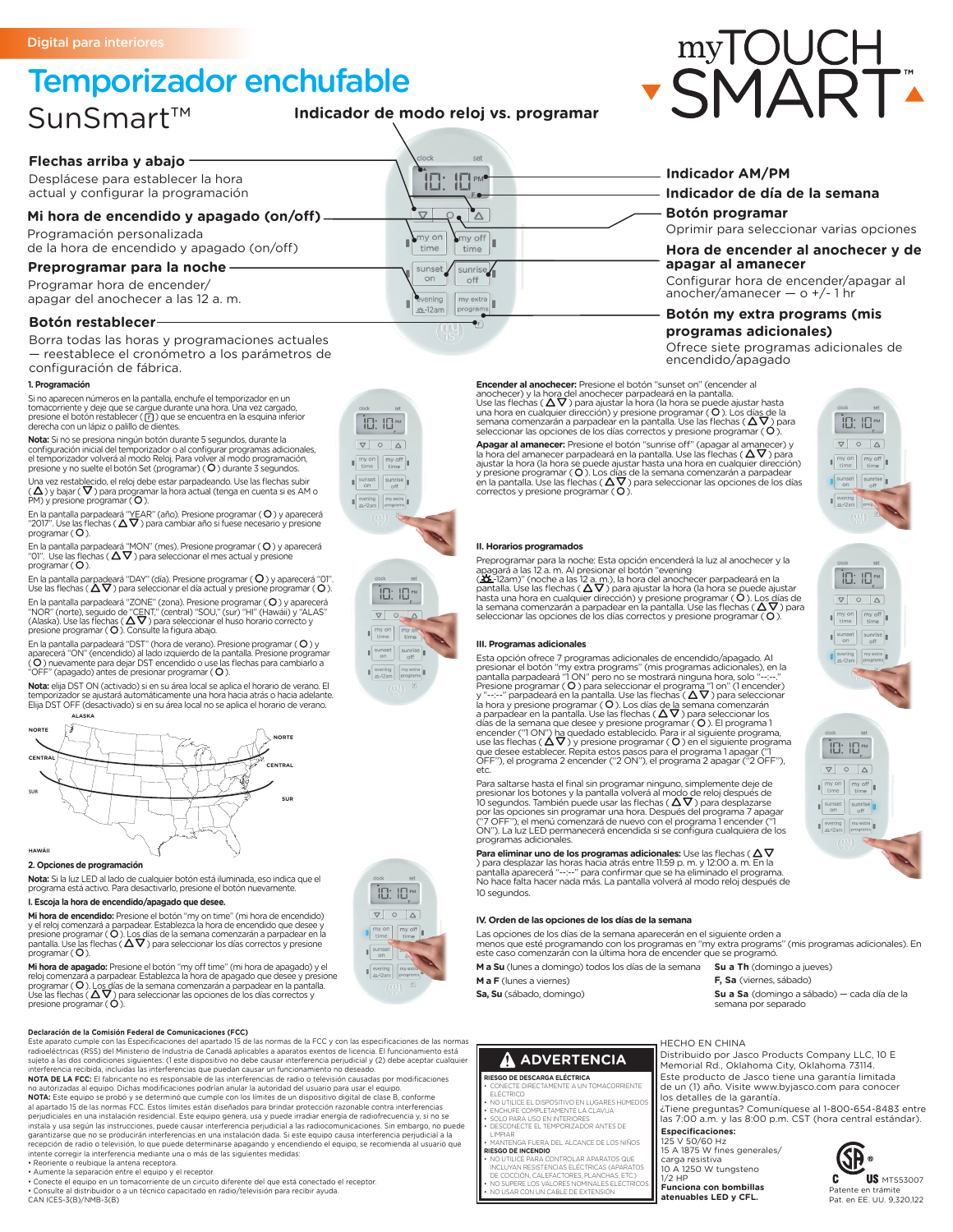Digital para interiores

# Temporizador enchufable

SunSmart™

myTOUCH SMART™

## Indicador de modo reloj vs. programar

**Flechas arriba y abajo**
Desplácese para establecer la hora actual y configurar la programación

**Mi hora de encendido y apagado (on/off)**
Programación personalizada de la hora de encendido y apagado (on/off)

**Preprogramar para la noche**
Programar hora de encender/apagar del anochecer a las 12 a. m.

**Botón restablecer**
Borra todas las horas y programaciones actuales — reestablece el cronómetro a los parámetros de configuración de fábrica.

**Indicador AM/PM**

**Indicador de día de la semana**

**Botón programar**
Oprimir para seleccionar varias opciones

**Hora de encender al anochecer y de apagar al amanecer**
Configurar hora de encender/apagar al anochecer/amanecer — o +/- 1 hr

**Botón my extra programs (mis programas adicionales)**
Ofrece siete programas adicionales de encendido/apagado

### 1. Programación

Si no aparecen números en la pantalla, enchufe el temporizador en un tomacorriente y deje que se cargue durante una hora. Una vez cargado, presione el botón restablecer ( ) que se encuentra en la esquina inferior derecha con un lápiz o palillo de dientes.

**Nota:** Si no se presiona ningún botón durante 5 segundos, durante la configuración inicial del temporizador o al configurar programas adicionales, el temporizador volverá al modo Reloj. Para volver al modo programación, presione y no suelte el botón Set (programar) ( O ) durante 3 segundos.

Una vez restablecido, el reloj debe estar parpadeando. Use las flechas subir ( △ ) y bajar ( ▽ ) para programar la hora actual (tenga en cuenta si es AM o PM) y presione programar ( O ).

En la pantalla parpadeará "YEAR" (año). Presione programar ( O ) y aparecerá "2017". Use las flechas ( △▽ ) para cambiar año si fuese necesario y presione programar ( O ).

En la pantalla parpadeará "MON" (mes). Presione programar ( O ) y aparecerá "01". Use las flechas ( △▽ ) para seleccionar el mes actual y presione programar ( O ).

En la pantalla parpadeará "DAY" (día). Presione programar ( O ) y aparecerá "01". Use las flechas ( △▽ ) para seleccionar el día actual y presione programar ( O ).

En la pantalla parpadeará "ZONE" (zona). Presione programar ( O ) y aparecerá "NOR" (norte), seguido de "CENT," (central) "SOU," (sur) "HI" (Hawái) y "ALAS" (Alaska). Use las flechas ( △▽ ) para seleccionar el huso horario correcto y presione programar ( O ). Consulte la figura abajo.

En la pantalla parpadeará "DST" (hora de verano). Presione programar ( O ) y aparecerá "ON" (encendido) al lado izquierdo de la pantalla. Presione programar ( O ) nuevamente para dejar DST encendido o use las flechas para cambiarlo a "OFF" (apagado) antes de presionar programar ( O ).

**Nota:** elija DST ON (activado) si en su área local se aplica el horario de verano. El temporizador se ajustará automáticamente una hora hacia atrás o hacia adelante. Elija DST OFF (desactivado) si en su área local no se aplica el horario de verano.

ALASKA
NORTE
NORTE
CENTRAL
CENTRAL
SUR
SUR
HAWÁII

### 2. Opciones de programación

**Nota:** Si la luz LED al lado de cualquier botón está iluminada, eso indica que el programa está activo. Para desactivarlo, presione el botón nuevamente.

#### I. Escoja la hora de encendido/apagado que desee.

**Mi hora de encendido:** Presione el botón "my on time" (mi hora de encendido) y el reloj comenzará a parpadear. Establezca la hora de encendido que desee y presione programar ( O ). Los días de la semana comenzarán a parpadear en la pantalla. Use las flechas ( △▽ ) para seleccionar los días correctos y presione programar ( O ).

**Mi hora de apagado:** Presione el botón "my off time" (mi hora de apagado) y el reloj comenzará a parpadear. Establezca la hora de apagado que desee y presione programar ( O ). Los días de la semana comenzarán a parpadear en la pantalla. Use las flechas ( △▽ ) para seleccionar las opciones de los días correctos y presione programar ( O ).

**Encender al anochecer:** Presione el botón "sunset on" (encender al anochecer) y la hora del anochecer parpadeará en la pantalla. Use las flechas ( △▽ ) para ajustar la hora (la hora se puede ajustar hasta una hora en cualquier dirección) y presione programar ( O ). Los días de la semana comenzarán a parpadear en la pantalla. Use las flechas ( △▽ ) para seleccionar las opciones de los días correctos y presione programar ( O ).

**Apagar al amanecer:** Presione el botón "sunrise off" (apagar al amanecer) y la hora del amanecer parpadeará en la pantalla. Use las flechas ( △▽ ) para ajustar la hora (la hora se puede ajustar hasta una hora en cualquier dirección) y presione programar ( O ). Los días de la semana comenzarán a parpadear en la pantalla. Use las flechas ( △▽ ) para seleccionar las opciones de los días correctos y presione programar ( O ).

#### II. Horarios programados

Preprogramar para la noche: Esta opción encenderá la luz al anochecer y la apagará a las 12 a. m. Al presionar el botón "evening (-12am)" (noche a las 12 a. m.), la hora del anochecer parpadeará en la pantalla. Use las flechas ( △▽ ) para ajustar la hora (la hora se puede ajustar hasta una hora en cualquier dirección) y presione programar ( O ). Los días de la semana comenzarán a parpadear en la pantalla. Use las flechas ( △▽ ) para seleccionar las opciones de los días correctos y presione programar ( O ).

#### III. Programas adicionales

Esta opción ofrece 7 programas adicionales de encendido/apagado. Al presionar el botón "my extra programs" (mis programas adicionales), en la pantalla parpadeará "1 ON" pero no se mostrará ninguna hora, solo "--:--". Presione programar ( O ) para seleccionar el programa "1 on" (1 encender) y "--:--" parpadeará en la pantalla. Use las flechas ( △▽ ) para seleccionar la hora y presione programar ( O ). Los días de la semana comenzarán a parpadear en la pantalla. Use las flechas ( △▽ ) para seleccionar los días de la semana que desee y presione programar ( O ). El programa 1 encender ("1 ON") ha quedado establecido. Para ir al siguiente programa, use las flechas ( △▽ ) y presione programar ( O ) en el siguiente programa que desee establecer. Repita estos pasos para el programa 1 apagar ("1 OFF"), el programa 2 encender ("2 ON"), el programa 2 apagar ("2 OFF"), etc.

Para saltarse hasta el final sin programar ninguno, simplemente deje de presionar los botones y la pantalla volverá al modo de reloj después de 10 segundos. También puede usar las flechas ( △▽ ) para desplazarse por las opciones sin programar una hora. Después del programa 7 apagar ("7 OFF"), el menú comenzará de nuevo con el programa 1 encender ("1 ON"). La luz LED permanecerá encendida si se configura cualquiera de los programas adicionales.

**Para eliminar uno de los programas adicionales:** Use las flechas ( △▽ ) para desplazar las horas hacia atrás entre 11:59 p. m. y 12:00 a. m. En la pantalla aparecerá "--:--" para confirmar que se ha eliminado el programa. No hace falta hacer nada más. La pantalla volverá al modo reloj después de 10 segundos.

#### IV. Orden de las opciones de los días de la semana

Las opciones de los días de la semana aparecerán en el siguiente orden a menos que esté programando con los programas en "my extra programs" (mis programas adicionales). En este caso comenzarán con la última hora de encender que se programó.

**M a Su** (lunes a domingo) todos los días de la semana
**M a F** (lunes a viernes)
**Sa, Su** (sábado, domingo)
**Su a Th** (domingo a jueves)
**F, Sa** (viernes, sábado)
**Su a Sa** (domingo a sábado) — cada día de la semana por separado

**Declaración de la Comisión Federal de Comunicaciones (FCC)**

Este aparato cumple con las Especificaciones del apartado 15 de las normas de la FCC y con las especificaciones de las normas radioeléctricas (RSS) del Ministerio de Industria de Canadá aplicables a aparatos exentos de licencia. El funcionamiento está sujeto a las dos condiciones siguientes: (1) este dispositivo no debe causar interferencia perjudicial y (2) debe aceptar cualquier interferencia recibida, incluidas las interferencias que puedan causar un funcionamiento no deseado.

**NOTA DE LA FCC:** El fabricante no es responsable de las interferencias de radio o televisión causadas por modificaciones no autorizadas al equipo. Dichas modificaciones podrían anular la autoridad del usuario para usar el equipo.

**NOTA:** Este equipo se probó y se determinó que cumple con los límites de un dispositivo digital de clase B, conforme al apartado 15 de las normas FCC. Estos límites están diseñados para brindar protección razonable contra interferencias perjudiciales en una instalación residencial. Este equipo genera, usa y puede irradiar energía de radiofrecuencia y, si no se instala y usa según las instrucciones, puede causar interferencia perjudicial a las radiocomunicaciones. Sin embargo, no puede garantizarse que no se producirán interferencias en una instalación dada. Si este equipo causa interferencia perjudicial a la recepción de radio o televisión, lo que puede determinarse apagando y encendiendo el equipo, se recomienda al usuario que intente corregir la interferencia mediante una o más de las siguientes medidas:
- Reoriente o reubique la antena receptora.
- Aumente la separación entre el equipo y el receptor.
- Conecte el equipo en un tomacorriente de un circuito diferente del que está conectado el receptor.
- Consulte al distribuidor o a un técnico capacitado en radio/televisión para recibir ayuda.

CAN ICES-3(B)/NMB-3(B)

**⚠ ADVERTENCIA**

**RIESGO DE DESCARGA ELÉCTRICA**
- CONECTE DIRECTAMENTE A UN TOMACORRIENTE ELÉCTRICO
- NO UTILICE EL DISPOSITIVO EN LUGARES HÚMEDOS
- ENCHUFE COMPLETAMENTE LA CLAVIJA
- SOLO PARA USO EN INTERIORES
- DESCONECTE EL TEMPORIZADOR ANTES DE LIMPIAR
- MANTENGA FUERA DEL ALCANCE DE LOS NIÑOS

**RIESGO DE INCENDIO**
- NO UTILICE PARA CONTROLAR APARATOS QUE INCLUYAN RESISTENCIAS ELÉCTRICAS (APARATOS DE COCCIÓN, CALEFACTORES, PLANCHAS, ETC.)
- NO SUPERE LOS VALORES NOMINALES ELÉCTRICOS
- NO USAR CON UN CABLE DE EXTENSIÓN

HECHO EN CHINA

Distribuido por Jasco Products Company LLC, 10 E Memorial Rd., Oklahoma City, Oklahoma 73114.

Este producto de Jasco tiene una garantía limitada de un (1) año. Visite www.byjasco.com para conocer los detalles de la garantía.

¿Tiene preguntas? Comuníquese al 1-800-654-8483 entre las 7:00 a.m. y las 8:00 p.m. CST (hora central estándar).

**Especificaciones:**
125 V 50/60 Hz
15 A 1875 W fines generales/carga resistiva
10 A 1250 W tungsteno
1/2 HP
**Funciona con bombillas atenuables LED y CFL.**

C US MT55007
Patente en trámite
Pat. en EE. UU. 9,320,122